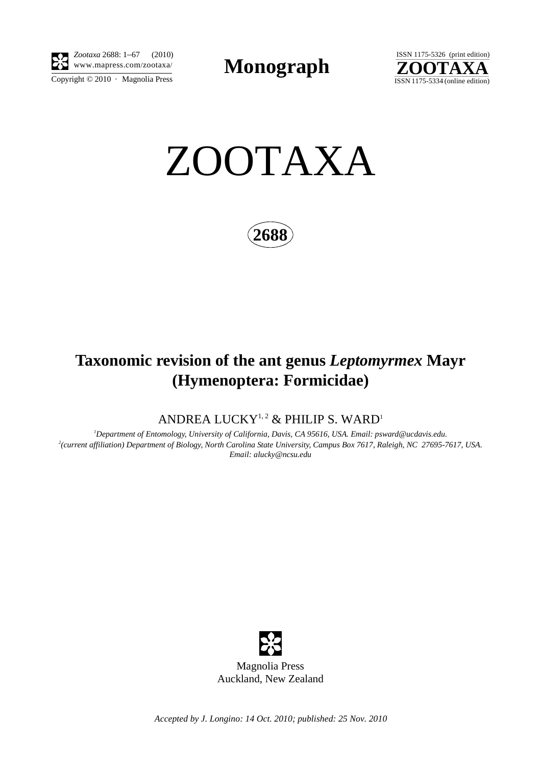Zootaxa 2688: 1–67 (2010)
www.mapress.com/zootaxa/
Copyright © 2010 · Magnolia Press

**Monograph**

ISSN 1175-5326 (print edition)
**ZOOTAXA**
ISSN 1175-5334 (online edition)

# ZOOTAXA

**2688**

## Taxonomic revision of the ant genus *Leptomyrmex* Mayr (Hymenoptera: Formicidae)

ANDREA LUCKY[1, 2] & PHILIP S. WARD[1]

[1]*Department of Entomology, University of California, Davis, CA 95616, USA. Email: psward@ucdavis.edu.*
[2]*(current affiliation) Department of Biology, North Carolina State University, Campus Box 7617, Raleigh, NC 27695-7617, USA. Email: alucky@ncsu.edu*

Magnolia Press
Auckland, New Zealand

*Accepted by J. Longino: 14 Oct. 2010; published: 25 Nov. 2010*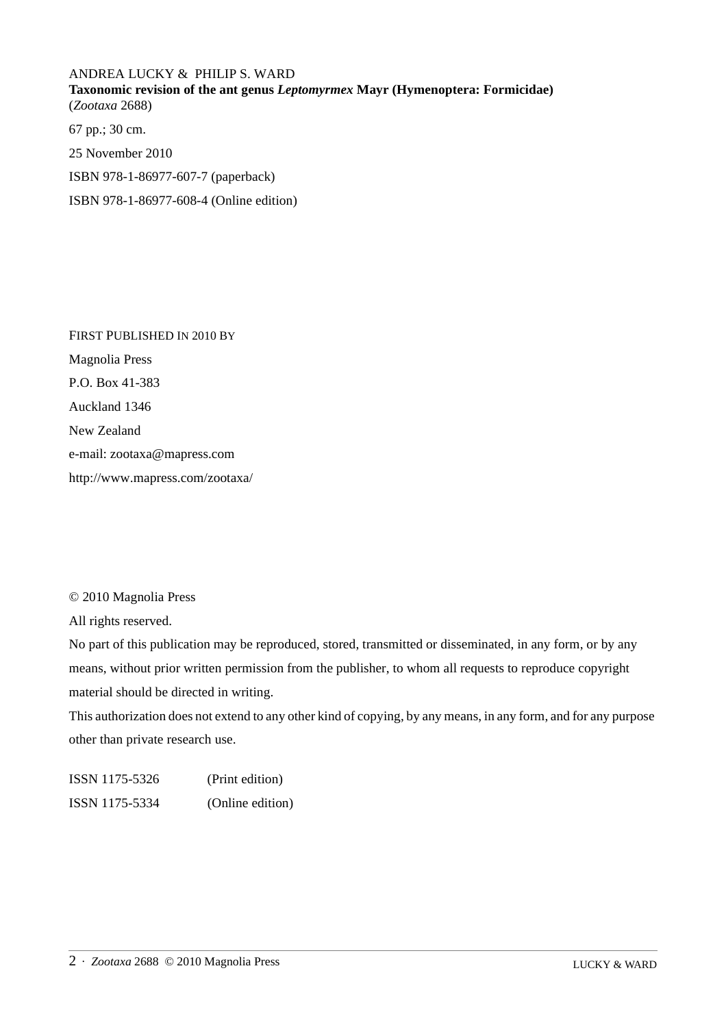ANDREA LUCKY & PHILIP S. WARD
**Taxonomic revision of the ant genus *Leptomyrmex* Mayr (Hymenoptera: Formicidae)**
(*Zootaxa* 2688)

67 pp.; 30 cm.

25 November 2010

ISBN 978-1-86977-607-7 (paperback)

ISBN 978-1-86977-608-4 (Online edition)

FIRST PUBLISHED IN 2010 BY

Magnolia Press

P.O. Box 41-383

Auckland 1346

New Zealand

e-mail: zootaxa@mapress.com

http://www.mapress.com/zootaxa/

© 2010 Magnolia Press

All rights reserved.

No part of this publication may be reproduced, stored, transmitted or disseminated, in any form, or by any means, without prior written permission from the publisher, to whom all requests to reproduce copyright material should be directed in writing.

This authorization does not extend to any other kind of copying, by any means, in any form, and for any purpose other than private research use.

ISSN 1175-5326 (Print edition)

ISSN 1175-5334 (Online edition)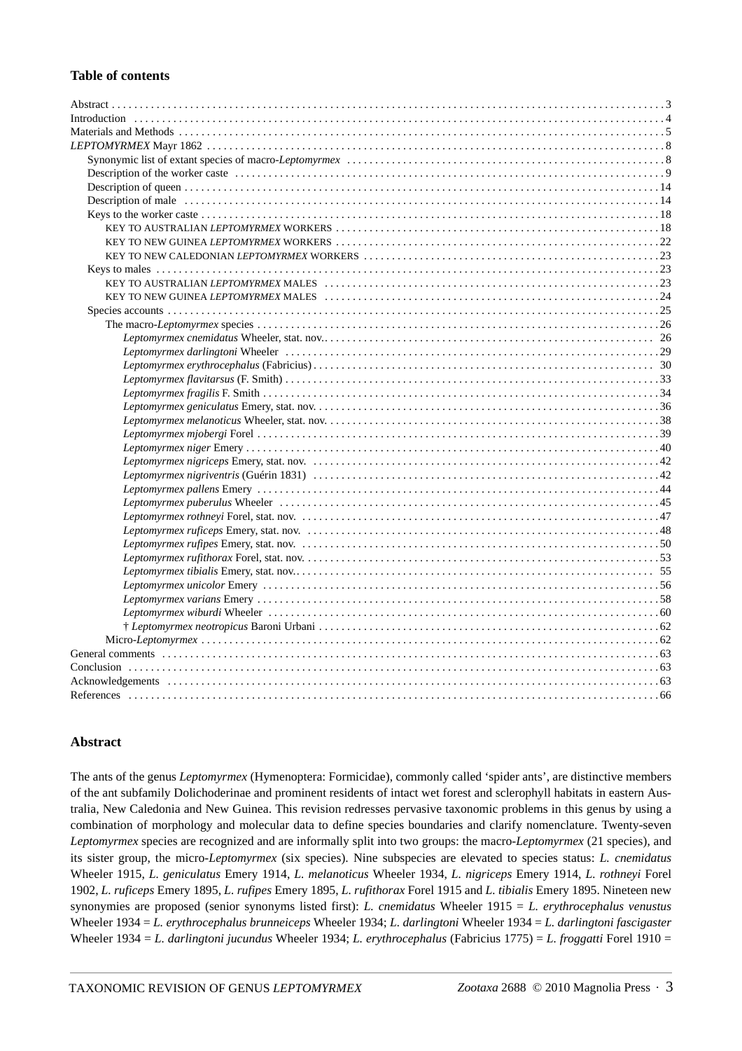## Table of contents

Abstract . . . 3
Introduction . . . 4
Materials and Methods . . . 5
*LEPTOMYRMEX* Mayr 1862 . . . 8
- Synonymic list of extant species of macro-*Leptomyrmex* . . . 8
- Description of the worker caste . . . 9
- Description of queen . . . 14
- Description of male . . . 14
- Keys to the worker caste . . . 18
  - KEY TO AUSTRALIAN *LEPTOMYRMEX* WORKERS . . . 18
  - KEY TO NEW GUINEA *LEPTOMYRMEX* WORKERS . . . 22
  - KEY TO NEW CALEDONIAN *LEPTOMYRMEX* WORKERS . . . 23
- Keys to males . . . 23
  - KEY TO AUSTRALIAN *LEPTOMYRMEX* MALES . . . 23
  - KEY TO NEW GUINEA *LEPTOMYRMEX* MALES . . . 24
- Species accounts . . . 25
  - The macro-*Leptomyrmex* species . . . 26
    - *Leptomyrmex cnemidatus* Wheeler, stat. nov. . . . 26
    - *Leptomyrmex darlingtoni* Wheeler . . . 29
    - *Leptomyrmex erythrocephalus* (Fabricius) . . . 30
    - *Leptomyrmex flavitarsus* (F. Smith) . . . 33
    - *Leptomyrmex fragilis* F. Smith . . . 34
    - *Leptomyrmex geniculatus* Emery, stat. nov. . . . 36
    - *Leptomyrmex melanoticus* Wheeler, stat. nov. . . . 38
    - *Leptomyrmex mjobergi* Forel . . . 39
    - *Leptomyrmex niger* Emery . . . 40
    - *Leptomyrmex nigriceps* Emery, stat. nov. . . . 42
    - *Leptomyrmex nigriventris* (Guérin 1831) . . . 42
    - *Leptomyrmex pallens* Emery . . . 44
    - *Leptomyrmex puberulus* Wheeler . . . 45
    - *Leptomyrmex rothneyi* Forel, stat. nov. . . . 47
    - *Leptomyrmex ruficeps* Emery, stat. nov. . . . 48
    - *Leptomyrmex rufipes* Emery, stat. nov. . . . 50
    - *Leptomyrmex rufithorax* Forel, stat. nov. . . . 53
    - *Leptomyrmex tibialis* Emery, stat. nov. . . . 55
    - *Leptomyrmex unicolor* Emery . . . 56
    - *Leptomyrmex varians* Emery . . . 58
    - *Leptomyrmex wiburdi* Wheeler . . . 60
    - † *Leptomyrmex neotropicus* Baroni Urbani . . . 62
  - Micro-*Leptomyrmex* . . . 62

General comments . . . 63
Conclusion . . . 63
Acknowledgements . . . 63
References . . . 66

## Abstract

The ants of the genus *Leptomyrmex* (Hymenoptera: Formicidae), commonly called 'spider ants', are distinctive members of the ant subfamily Dolichoderinae and prominent residents of intact wet forest and sclerophyll habitats in eastern Australia, New Caledonia and New Guinea. This revision redresses pervasive taxonomic problems in this genus by using a combination of morphology and molecular data to define species boundaries and clarify nomenclature. Twenty-seven *Leptomyrmex* species are recognized and are informally split into two groups: the macro-*Leptomyrmex* (21 species), and its sister group, the micro-*Leptomyrmex* (six species). Nine subspecies are elevated to species status: *L. cnemidatus* Wheeler 1915, *L. geniculatus* Emery 1914, *L. melanoticus* Wheeler 1934, *L. nigriceps* Emery 1914, *L. rothneyi* Forel 1902, *L. ruficeps* Emery 1895, *L. rufipes* Emery 1895, *L. rufithorax* Forel 1915 and *L. tibialis* Emery 1895. Nineteen new synonymies are proposed (senior synonyms listed first): *L. cnemidatus* Wheeler 1915 = *L. erythrocephalus venustus* Wheeler 1934 = *L. erythrocephalus brunneiceps* Wheeler 1934; *L. darlingtoni* Wheeler 1934 = *L. darlingtoni fascigaster* Wheeler 1934 = *L. darlingtoni jucundus* Wheeler 1934; *L. erythrocephalus* (Fabricius 1775) = *L. froggatti* Forel 1910 =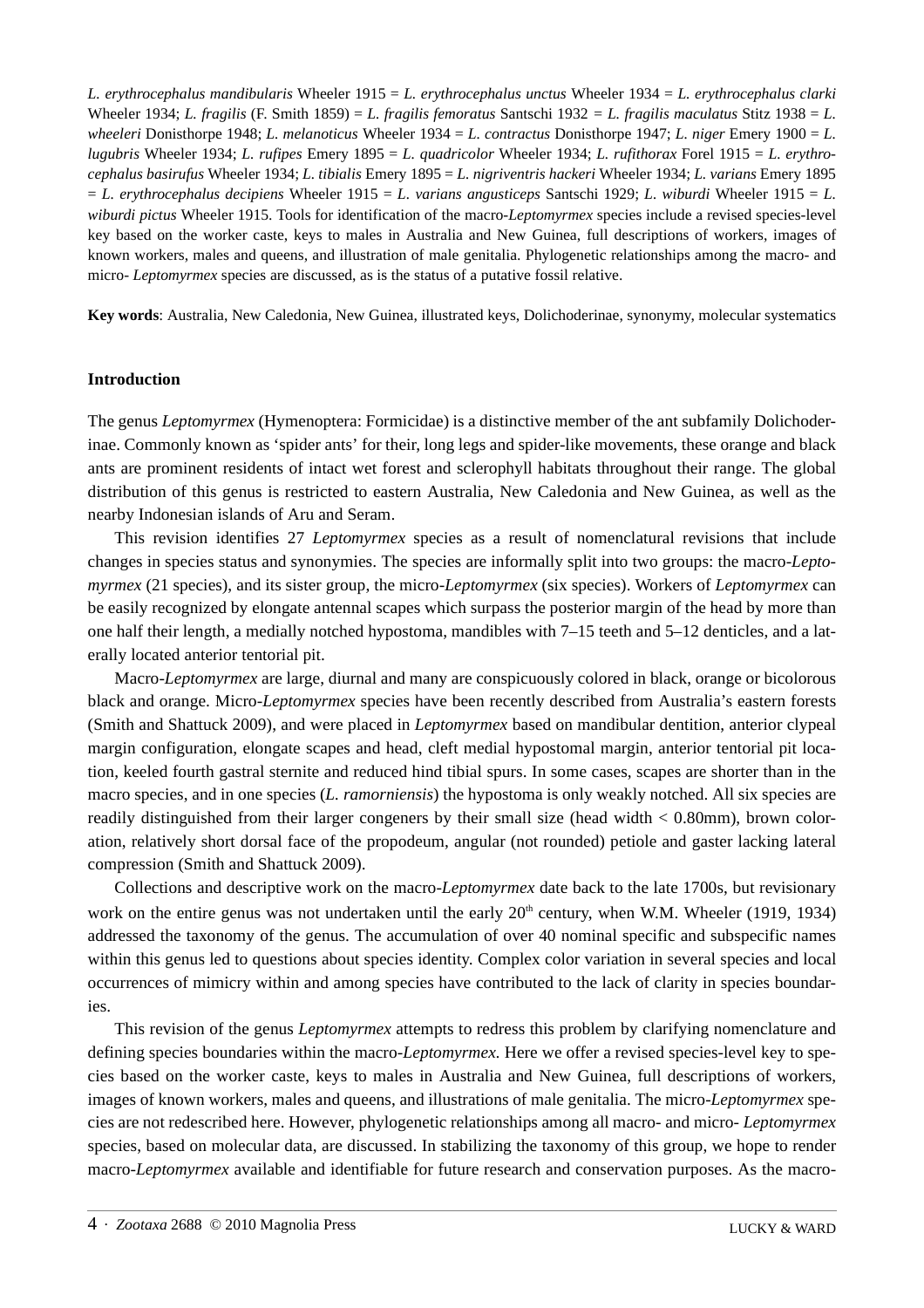*L. erythrocephalus mandibularis* Wheeler 1915 = *L. erythrocephalus unctus* Wheeler 1934 = *L. erythrocephalus clarki* Wheeler 1934; *L. fragilis* (F. Smith 1859) = *L. fragilis femoratus* Santschi 1932 = *L. fragilis maculatus* Stitz 1938 = *L. wheeleri* Donisthorpe 1948; *L. melanoticus* Wheeler 1934 = *L. contractus* Donisthorpe 1947; *L. niger* Emery 1900 = *L. lugubris* Wheeler 1934; *L. rufipes* Emery 1895 = *L. quadricolor* Wheeler 1934; *L. rufithorax* Forel 1915 = *L. erythrocephalus basirufus* Wheeler 1934; *L. tibialis* Emery 1895 = *L. nigriventris hackeri* Wheeler 1934; *L. varians* Emery 1895 = *L. erythrocephalus decipiens* Wheeler 1915 = *L. varians angusticeps* Santschi 1929; *L. wiburdi* Wheeler 1915 = *L. wiburdi pictus* Wheeler 1915. Tools for identification of the macro-*Leptomyrmex* species include a revised species-level key based on the worker caste, keys to males in Australia and New Guinea, full descriptions of workers, images of known workers, males and queens, and illustration of male genitalia. Phylogenetic relationships among the macro- and micro- *Leptomyrmex* species are discussed, as is the status of a putative fossil relative.

**Key words**: Australia, New Caledonia, New Guinea, illustrated keys, Dolichoderinae, synonymy, molecular systematics

## Introduction

The genus *Leptomyrmex* (Hymenoptera: Formicidae) is a distinctive member of the ant subfamily Dolichoderinae. Commonly known as 'spider ants' for their, long legs and spider-like movements, these orange and black ants are prominent residents of intact wet forest and sclerophyll habitats throughout their range. The global distribution of this genus is restricted to eastern Australia, New Caledonia and New Guinea, as well as the nearby Indonesian islands of Aru and Seram.

This revision identifies 27 *Leptomyrmex* species as a result of nomenclatural revisions that include changes in species status and synonymies. The species are informally split into two groups: the macro-*Leptomyrmex* (21 species), and its sister group, the micro-*Leptomyrmex* (six species). Workers of *Leptomyrmex* can be easily recognized by elongate antennal scapes which surpass the posterior margin of the head by more than one half their length, a medially notched hypostoma, mandibles with 7–15 teeth and 5–12 denticles, and a laterally located anterior tentorial pit.

Macro-*Leptomyrmex* are large, diurnal and many are conspicuously colored in black, orange or bicolorous black and orange. Micro-*Leptomyrmex* species have been recently described from Australia's eastern forests (Smith and Shattuck 2009), and were placed in *Leptomyrmex* based on mandibular dentition, anterior clypeal margin configuration, elongate scapes and head, cleft medial hypostomal margin, anterior tentorial pit location, keeled fourth gastral sternite and reduced hind tibial spurs. In some cases, scapes are shorter than in the macro species, and in one species (*L. ramorniensis*) the hypostoma is only weakly notched. All six species are readily distinguished from their larger congeners by their small size (head width < 0.80mm), brown coloration, relatively short dorsal face of the propodeum, angular (not rounded) petiole and gaster lacking lateral compression (Smith and Shattuck 2009).

Collections and descriptive work on the macro-*Leptomyrmex* date back to the late 1700s, but revisionary work on the entire genus was not undertaken until the early 20th century, when W.M. Wheeler (1919, 1934) addressed the taxonomy of the genus. The accumulation of over 40 nominal specific and subspecific names within this genus led to questions about species identity. Complex color variation in several species and local occurrences of mimicry within and among species have contributed to the lack of clarity in species boundaries.

This revision of the genus *Leptomyrmex* attempts to redress this problem by clarifying nomenclature and defining species boundaries within the macro-*Leptomyrmex*. Here we offer a revised species-level key to species based on the worker caste, keys to males in Australia and New Guinea, full descriptions of workers, images of known workers, males and queens, and illustrations of male genitalia. The micro-*Leptomyrmex* species are not redescribed here. However, phylogenetic relationships among all macro- and micro- *Leptomyrmex* species, based on molecular data, are discussed. In stabilizing the taxonomy of this group, we hope to render macro-*Leptomyrmex* available and identifiable for future research and conservation purposes. As the macro-